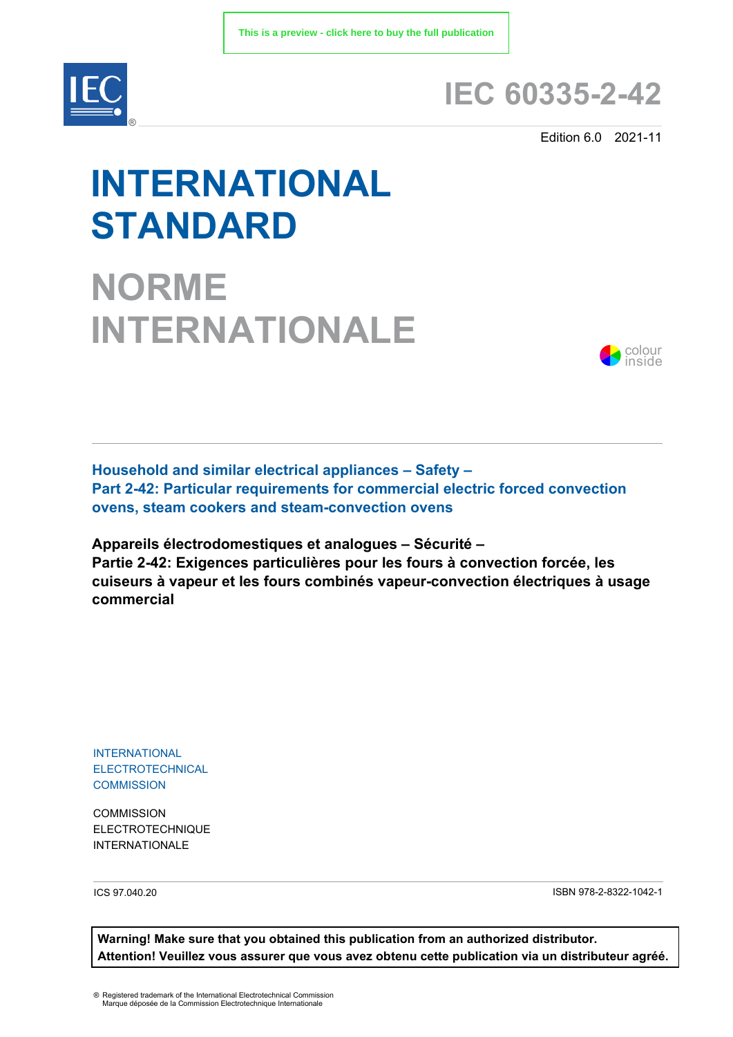This is a preview - click here to buy the full publication

# IEC 60335-2-42

Edition 6.0 2021-11

# INTERNATIONAL STANDARD

# NORME INTERNATIONALE

colour inside

**Household and similar electrical appliances – Safety –**
**Part 2-42: Particular requirements for commercial electric forced convection ovens, steam cookers and steam-convection ovens**

**Appareils électrodomestiques et analogues – Sécurité –**
**Partie 2-42: Exigences particulières pour les fours à convection forcée, les cuiseurs à vapeur et les fours combinés vapeur-convection électriques à usage commercial**

INTERNATIONAL
ELECTROTECHNICAL
COMMISSION

COMMISSION
ELECTROTECHNIQUE
INTERNATIONALE

ICS 97.040.20

ISBN 978-2-8322-1042-1

**Warning! Make sure that you obtained this publication from an authorized distributor.**
**Attention! Veuillez vous assurer que vous avez obtenu cette publication via un distributeur agréé.**

® Registered trademark of the International Electrotechnical Commission
Marque déposée de la Commission Electrotechnique Internationale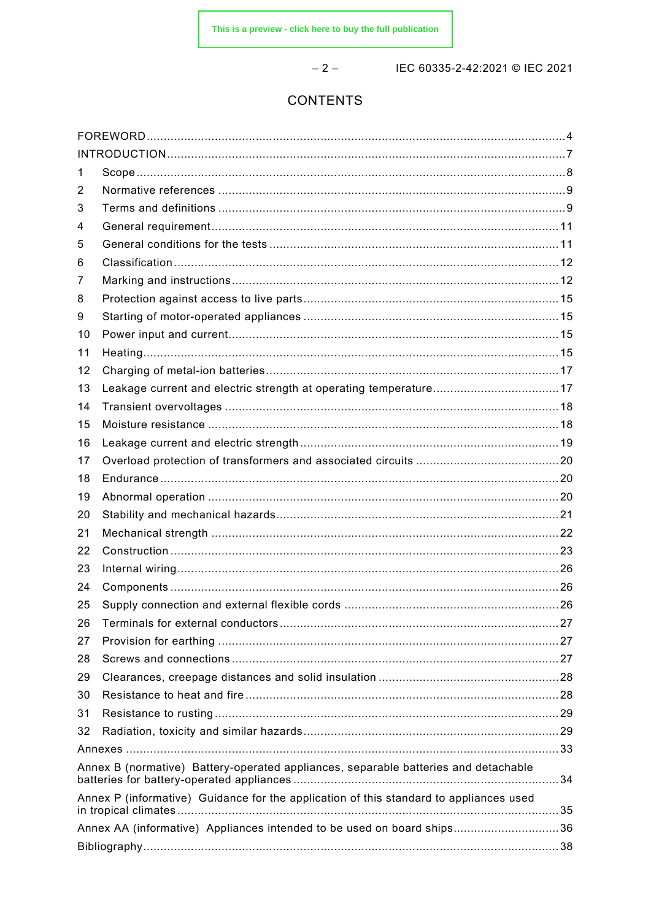# CONTENTS

FOREWORD ... 4

INTRODUCTION ... 7

1 Scope ... 8

2 Normative references ... 9

3 Terms and definitions ... 9

4 General requirement ... 11

5 General conditions for the tests ... 11

6 Classification ... 12

7 Marking and instructions ... 12

8 Protection against access to live parts ... 15

9 Starting of motor-operated appliances ... 15

10 Power input and current ... 15

11 Heating ... 15

12 Charging of metal-ion batteries ... 17

13 Leakage current and electric strength at operating temperature ... 17

14 Transient overvoltages ... 18

15 Moisture resistance ... 18

16 Leakage current and electric strength ... 19

17 Overload protection of transformers and associated circuits ... 20

18 Endurance ... 20

19 Abnormal operation ... 20

20 Stability and mechanical hazards ... 21

21 Mechanical strength ... 22

22 Construction ... 23

23 Internal wiring ... 26

24 Components ... 26

25 Supply connection and external flexible cords ... 26

26 Terminals for external conductors ... 27

27 Provision for earthing ... 27

28 Screws and connections ... 27

29 Clearances, creepage distances and solid insulation ... 28

30 Resistance to heat and fire ... 28

31 Resistance to rusting ... 29

32 Radiation, toxicity and similar hazards ... 29

Annexes ... 33

Annex B (normative) Battery-operated appliances, separable batteries and detachable batteries for battery-operated appliances ... 34

Annex P (informative) Guidance for the application of this standard to appliances used in tropical climates ... 35

Annex AA (informative) Appliances intended to be used on board ships ... 36

Bibliography ... 38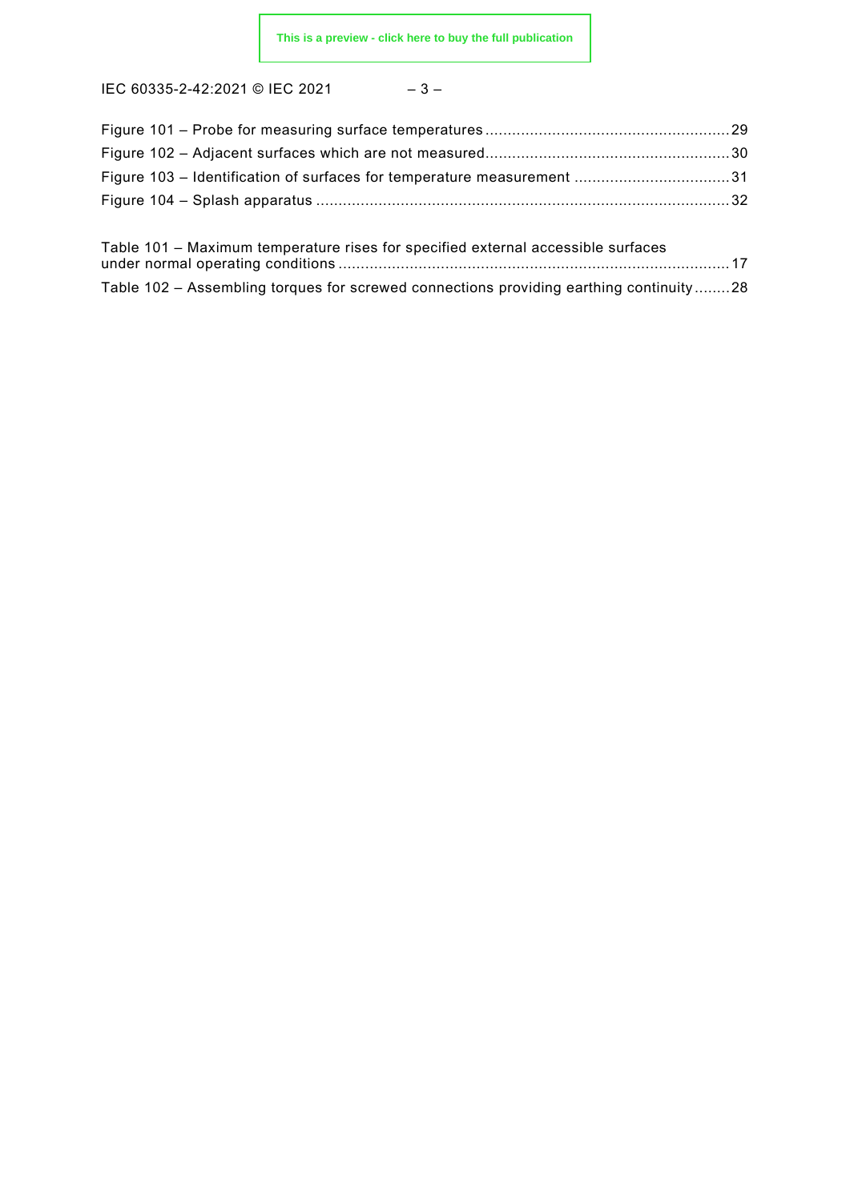Figure 101 – Probe for measuring surface temperatures ........................................................ 29
Figure 102 – Adjacent surfaces which are not measured ........................................................ 30
Figure 103 – Identification of surfaces for temperature measurement ................................... 31
Figure 104 – Splash apparatus ............................................................................................ 32

Table 101 – Maximum temperature rises for specified external accessible surfaces under normal operating conditions ........................................................................................ 17
Table 102 – Assembling torques for screwed connections providing earthing continuity ........ 28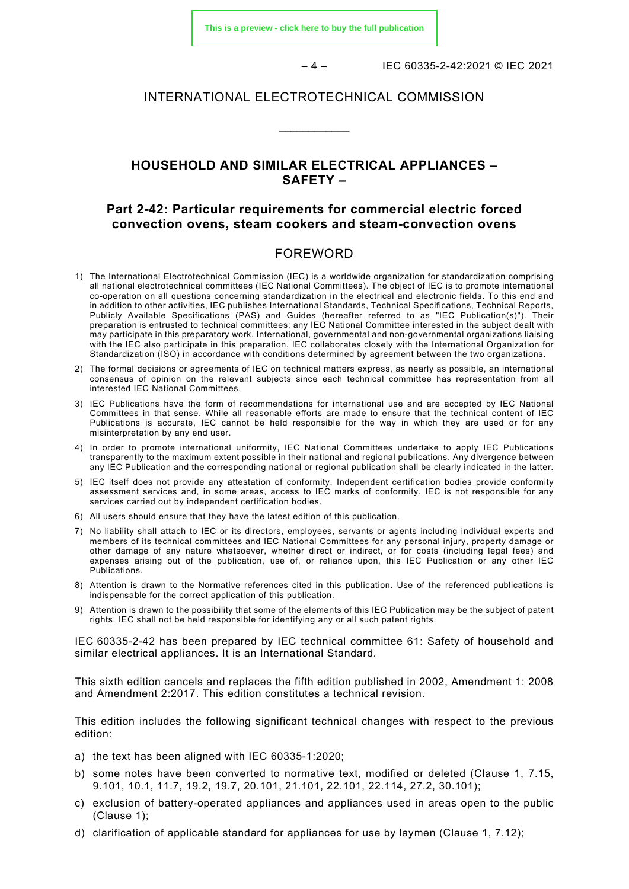# INTERNATIONAL ELECTROTECHNICAL COMMISSION

____________

## HOUSEHOLD AND SIMILAR ELECTRICAL APPLIANCES – SAFETY –

## Part 2-42: Particular requirements for commercial electric forced convection ovens, steam cookers and steam-convection ovens

## FOREWORD

1) The International Electrotechnical Commission (IEC) is a worldwide organization for standardization comprising all national electrotechnical committees (IEC National Committees). The object of IEC is to promote international co-operation on all questions concerning standardization in the electrical and electronic fields. To this end and in addition to other activities, IEC publishes International Standards, Technical Specifications, Technical Reports, Publicly Available Specifications (PAS) and Guides (hereafter referred to as "IEC Publication(s)"). Their preparation is entrusted to technical committees; any IEC National Committee interested in the subject dealt with may participate in this preparatory work. International, governmental and non-governmental organizations liaising with the IEC also participate in this preparation. IEC collaborates closely with the International Organization for Standardization (ISO) in accordance with conditions determined by agreement between the two organizations.
2) The formal decisions or agreements of IEC on technical matters express, as nearly as possible, an international consensus of opinion on the relevant subjects since each technical committee has representation from all interested IEC National Committees.
3) IEC Publications have the form of recommendations for international use and are accepted by IEC National Committees in that sense. While all reasonable efforts are made to ensure that the technical content of IEC Publications is accurate, IEC cannot be held responsible for the way in which they are used or for any misinterpretation by any end user.
4) In order to promote international uniformity, IEC National Committees undertake to apply IEC Publications transparently to the maximum extent possible in their national and regional publications. Any divergence between any IEC Publication and the corresponding national or regional publication shall be clearly indicated in the latter.
5) IEC itself does not provide any attestation of conformity. Independent certification bodies provide conformity assessment services and, in some areas, access to IEC marks of conformity. IEC is not responsible for any services carried out by independent certification bodies.
6) All users should ensure that they have the latest edition of this publication.
7) No liability shall attach to IEC or its directors, employees, servants or agents including individual experts and members of its technical committees and IEC National Committees for any personal injury, property damage or other damage of any nature whatsoever, whether direct or indirect, or for costs (including legal fees) and expenses arising out of the publication, use of, or reliance upon, this IEC Publication or any other IEC Publications.
8) Attention is drawn to the Normative references cited in this publication. Use of the referenced publications is indispensable for the correct application of this publication.
9) Attention is drawn to the possibility that some of the elements of this IEC Publication may be the subject of patent rights. IEC shall not be held responsible for identifying any or all such patent rights.

IEC 60335-2-42 has been prepared by IEC technical committee 61: Safety of household and similar electrical appliances. It is an International Standard.

This sixth edition cancels and replaces the fifth edition published in 2002, Amendment 1: 2008 and Amendment 2:2017. This edition constitutes a technical revision.

This edition includes the following significant technical changes with respect to the previous edition:

a) the text has been aligned with IEC 60335-1:2020;
b) some notes have been converted to normative text, modified or deleted (Clause 1, 7.15, 9.101, 10.1, 11.7, 19.2, 19.7, 20.101, 21.101, 22.101, 22.114, 27.2, 30.101);
c) exclusion of battery-operated appliances and appliances used in areas open to the public (Clause 1);
d) clarification of applicable standard for appliances for use by laymen (Clause 1, 7.12);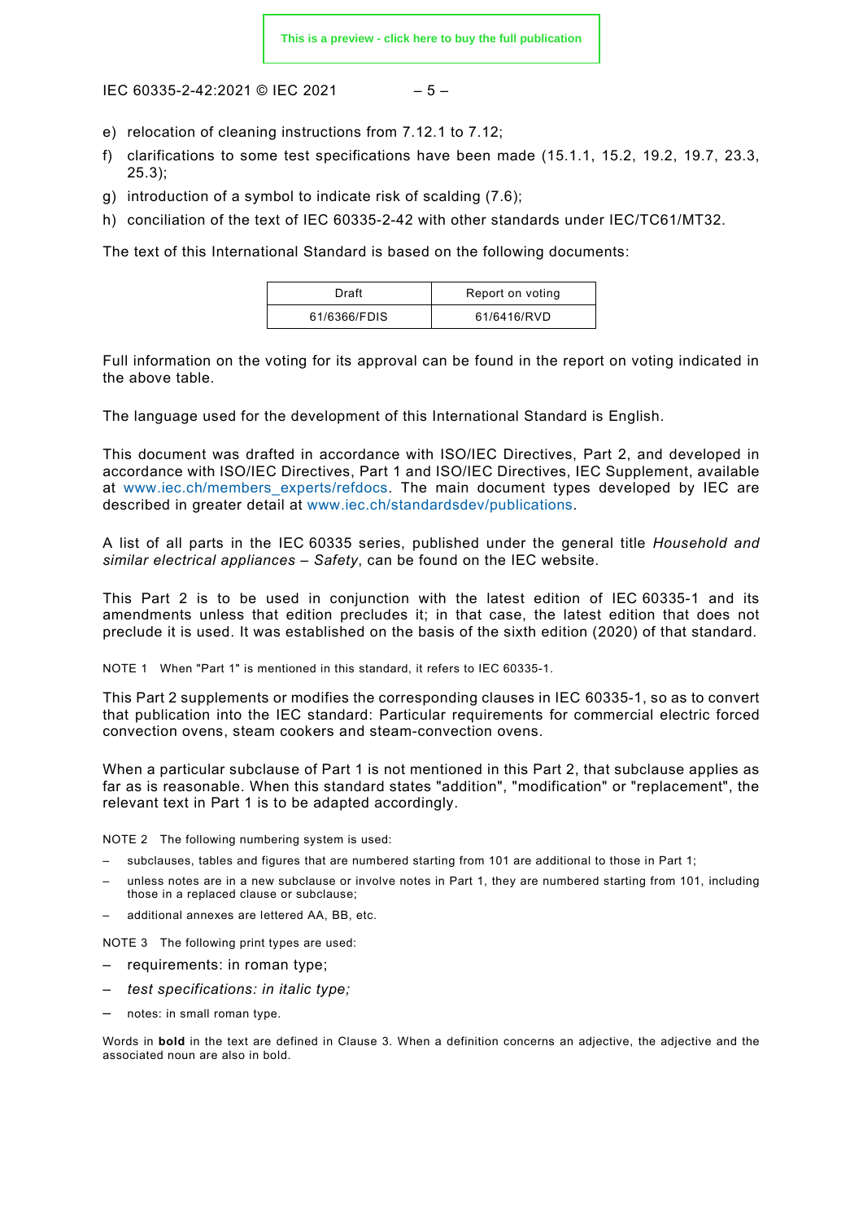e) relocation of cleaning instructions from 7.12.1 to 7.12;

f) clarifications to some test specifications have been made (15.1.1, 15.2, 19.2, 19.7, 23.3, 25.3);

g) introduction of a symbol to indicate risk of scalding (7.6);

h) conciliation of the text of IEC 60335-2-42 with other standards under IEC/TC61/MT32.

The text of this International Standard is based on the following documents:

| Draft | Report on voting |
|---|---|
| 61/6366/FDIS | 61/6416/RVD |

Full information on the voting for its approval can be found in the report on voting indicated in the above table.

The language used for the development of this International Standard is English.

This document was drafted in accordance with ISO/IEC Directives, Part 2, and developed in accordance with ISO/IEC Directives, Part 1 and ISO/IEC Directives, IEC Supplement, available at www.iec.ch/members_experts/refdocs. The main document types developed by IEC are described in greater detail at www.iec.ch/standardsdev/publications.

A list of all parts in the IEC 60335 series, published under the general title *Household and similar electrical appliances – Safety*, can be found on the IEC website.

This Part 2 is to be used in conjunction with the latest edition of IEC 60335-1 and its amendments unless that edition precludes it; in that case, the latest edition that does not preclude it is used. It was established on the basis of the sixth edition (2020) of that standard.

NOTE 1 When "Part 1" is mentioned in this standard, it refers to IEC 60335-1.

This Part 2 supplements or modifies the corresponding clauses in IEC 60335-1, so as to convert that publication into the IEC standard: Particular requirements for commercial electric forced convection ovens, steam cookers and steam-convection ovens.

When a particular subclause of Part 1 is not mentioned in this Part 2, that subclause applies as far as is reasonable. When this standard states "addition", "modification" or "replacement", the relevant text in Part 1 is to be adapted accordingly.

NOTE 2 The following numbering system is used:

– subclauses, tables and figures that are numbered starting from 101 are additional to those in Part 1;

– unless notes are in a new subclause or involve notes in Part 1, they are numbered starting from 101, including those in a replaced clause or subclause;

– additional annexes are lettered AA, BB, etc.

NOTE 3 The following print types are used:

– requirements: in roman type;

– *test specifications: in italic type;*

– notes: in small roman type.

Words in **bold** in the text are defined in Clause 3. When a definition concerns an adjective, the adjective and the associated noun are also in bold.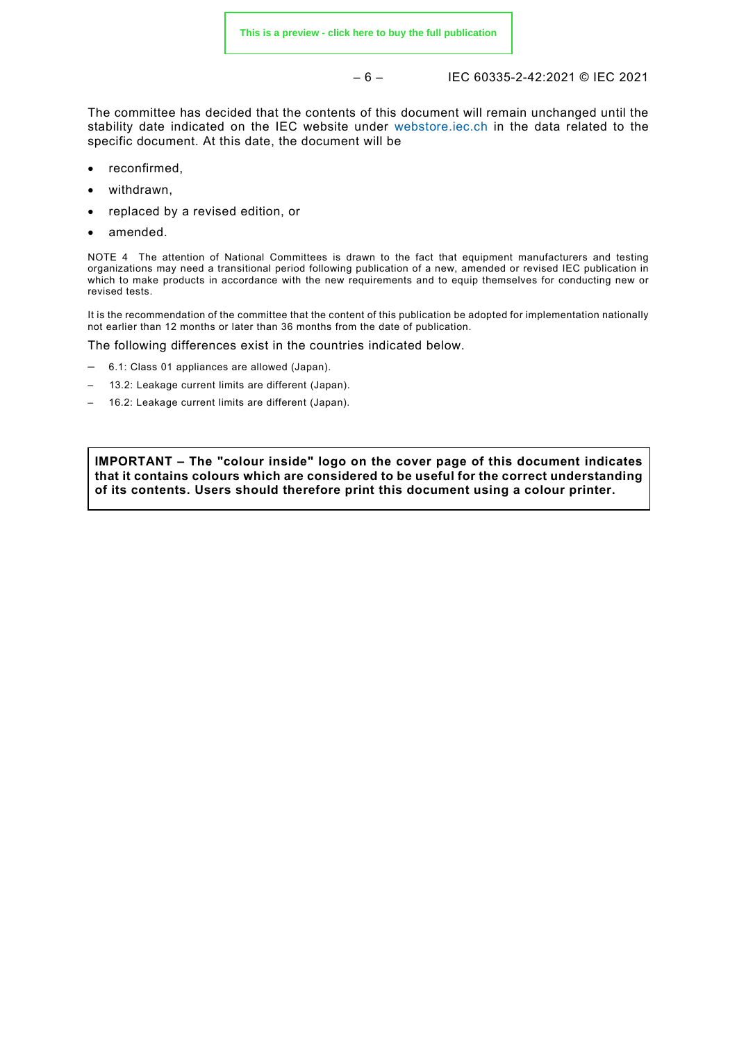The committee has decided that the contents of this document will remain unchanged until the stability date indicated on the IEC website under webstore.iec.ch in the data related to the specific document. At this date, the document will be

- reconfirmed,
- withdrawn,
- replaced by a revised edition, or
- amended.

NOTE 4 The attention of National Committees is drawn to the fact that equipment manufacturers and testing organizations may need a transitional period following publication of a new, amended or revised IEC publication in which to make products in accordance with the new requirements and to equip themselves for conducting new or revised tests.

It is the recommendation of the committee that the content of this publication be adopted for implementation nationally not earlier than 12 months or later than 36 months from the date of publication.

The following differences exist in the countries indicated below.

– 6.1: Class 01 appliances are allowed (Japan).
– 13.2: Leakage current limits are different (Japan).
– 16.2: Leakage current limits are different (Japan).

**IMPORTANT – The "colour inside" logo on the cover page of this document indicates that it contains colours which are considered to be useful for the correct understanding of its contents. Users should therefore print this document using a colour printer.**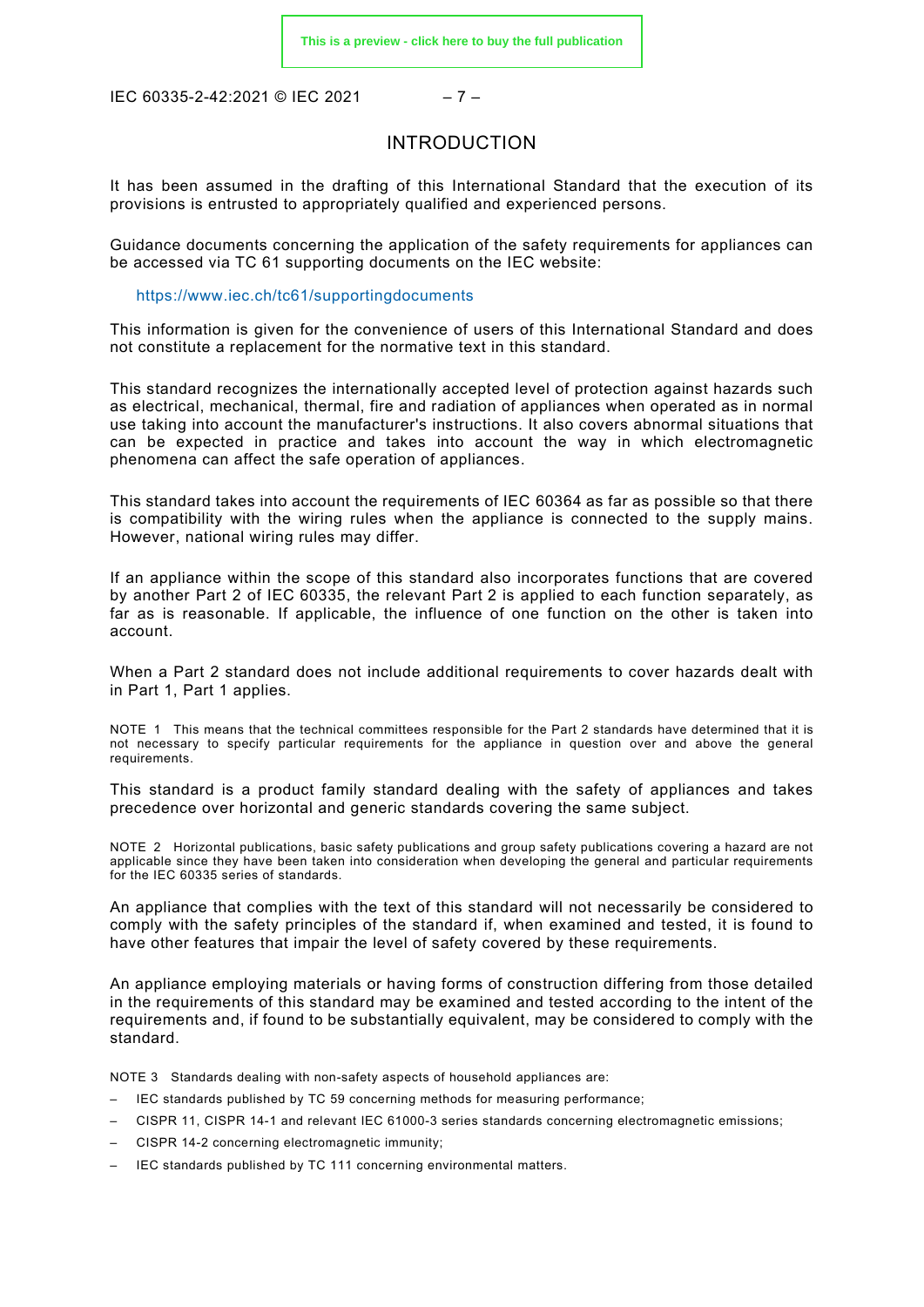# INTRODUCTION

It has been assumed in the drafting of this International Standard that the execution of its provisions is entrusted to appropriately qualified and experienced persons.

Guidance documents concerning the application of the safety requirements for appliances can be accessed via TC 61 supporting documents on the IEC website:

https://www.iec.ch/tc61/supportingdocuments

This information is given for the convenience of users of this International Standard and does not constitute a replacement for the normative text in this standard.

This standard recognizes the internationally accepted level of protection against hazards such as electrical, mechanical, thermal, fire and radiation of appliances when operated as in normal use taking into account the manufacturer's instructions. It also covers abnormal situations that can be expected in practice and takes into account the way in which electromagnetic phenomena can affect the safe operation of appliances.

This standard takes into account the requirements of IEC 60364 as far as possible so that there is compatibility with the wiring rules when the appliance is connected to the supply mains. However, national wiring rules may differ.

If an appliance within the scope of this standard also incorporates functions that are covered by another Part 2 of IEC 60335, the relevant Part 2 is applied to each function separately, as far as is reasonable. If applicable, the influence of one function on the other is taken into account.

When a Part 2 standard does not include additional requirements to cover hazards dealt with in Part 1, Part 1 applies.

NOTE 1 This means that the technical committees responsible for the Part 2 standards have determined that it is not necessary to specify particular requirements for the appliance in question over and above the general requirements.

This standard is a product family standard dealing with the safety of appliances and takes precedence over horizontal and generic standards covering the same subject.

NOTE 2 Horizontal publications, basic safety publications and group safety publications covering a hazard are not applicable since they have been taken into consideration when developing the general and particular requirements for the IEC 60335 series of standards.

An appliance that complies with the text of this standard will not necessarily be considered to comply with the safety principles of the standard if, when examined and tested, it is found to have other features that impair the level of safety covered by these requirements.

An appliance employing materials or having forms of construction differing from those detailed in the requirements of this standard may be examined and tested according to the intent of the requirements and, if found to be substantially equivalent, may be considered to comply with the standard.

NOTE 3 Standards dealing with non-safety aspects of household appliances are:

- IEC standards published by TC 59 concerning methods for measuring performance;
- CISPR 11, CISPR 14-1 and relevant IEC 61000-3 series standards concerning electromagnetic emissions;
- CISPR 14-2 concerning electromagnetic immunity;
- IEC standards published by TC 111 concerning environmental matters.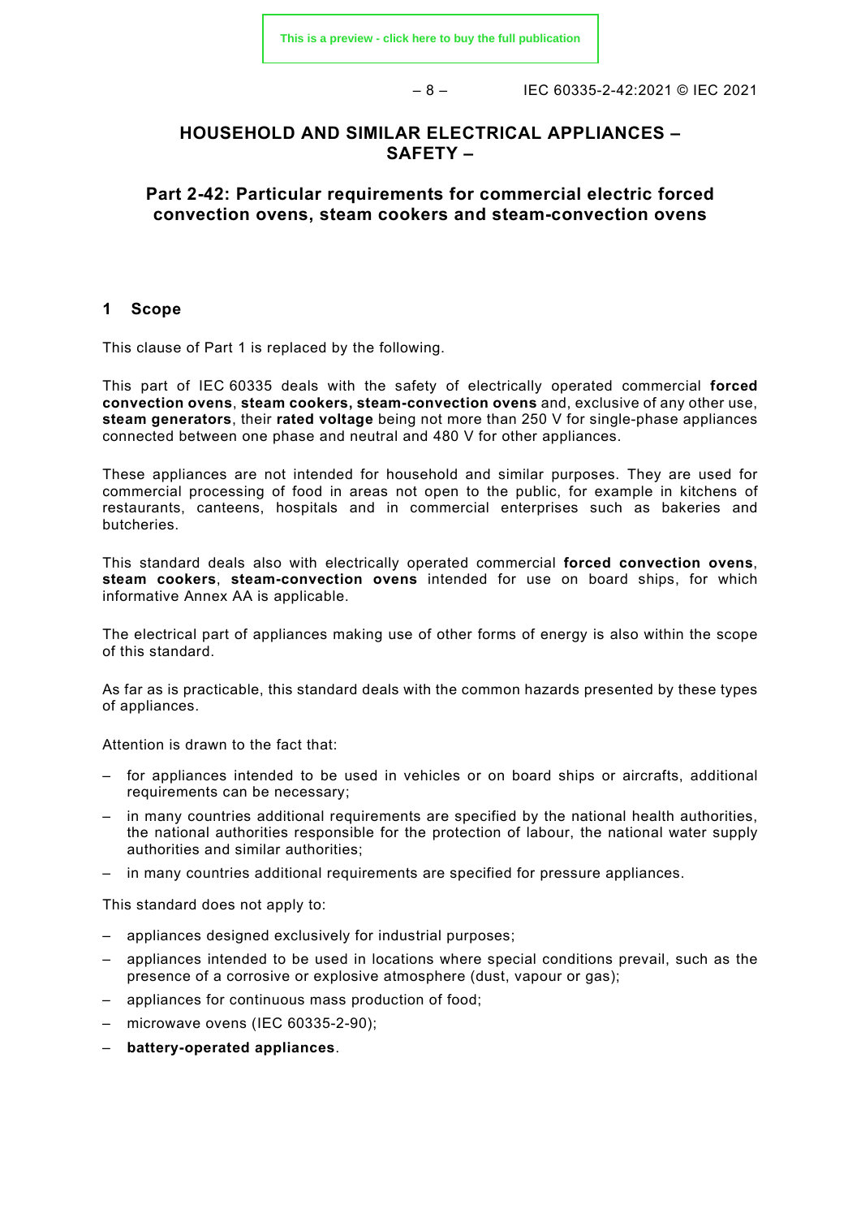# HOUSEHOLD AND SIMILAR ELECTRICAL APPLIANCES – SAFETY –

## Part 2-42: Particular requirements for commercial electric forced convection ovens, steam cookers and steam-convection ovens

## 1 Scope

This clause of Part 1 is replaced by the following.

This part of IEC 60335 deals with the safety of electrically operated commercial **forced convection ovens**, **steam cookers, steam-convection ovens** and, exclusive of any other use, **steam generators**, their **rated voltage** being not more than 250 V for single-phase appliances connected between one phase and neutral and 480 V for other appliances.

These appliances are not intended for household and similar purposes. They are used for commercial processing of food in areas not open to the public, for example in kitchens of restaurants, canteens, hospitals and in commercial enterprises such as bakeries and butcheries.

This standard deals also with electrically operated commercial **forced convection ovens**, **steam cookers**, **steam-convection ovens** intended for use on board ships, for which informative Annex AA is applicable.

The electrical part of appliances making use of other forms of energy is also within the scope of this standard.

As far as is practicable, this standard deals with the common hazards presented by these types of appliances.

Attention is drawn to the fact that:

- for appliances intended to be used in vehicles or on board ships or aircrafts, additional requirements can be necessary;
- in many countries additional requirements are specified by the national health authorities, the national authorities responsible for the protection of labour, the national water supply authorities and similar authorities;
- in many countries additional requirements are specified for pressure appliances.

This standard does not apply to:

- appliances designed exclusively for industrial purposes;
- appliances intended to be used in locations where special conditions prevail, such as the presence of a corrosive or explosive atmosphere (dust, vapour or gas);
- appliances for continuous mass production of food;
- microwave ovens (IEC 60335-2-90);
- **battery-operated appliances**.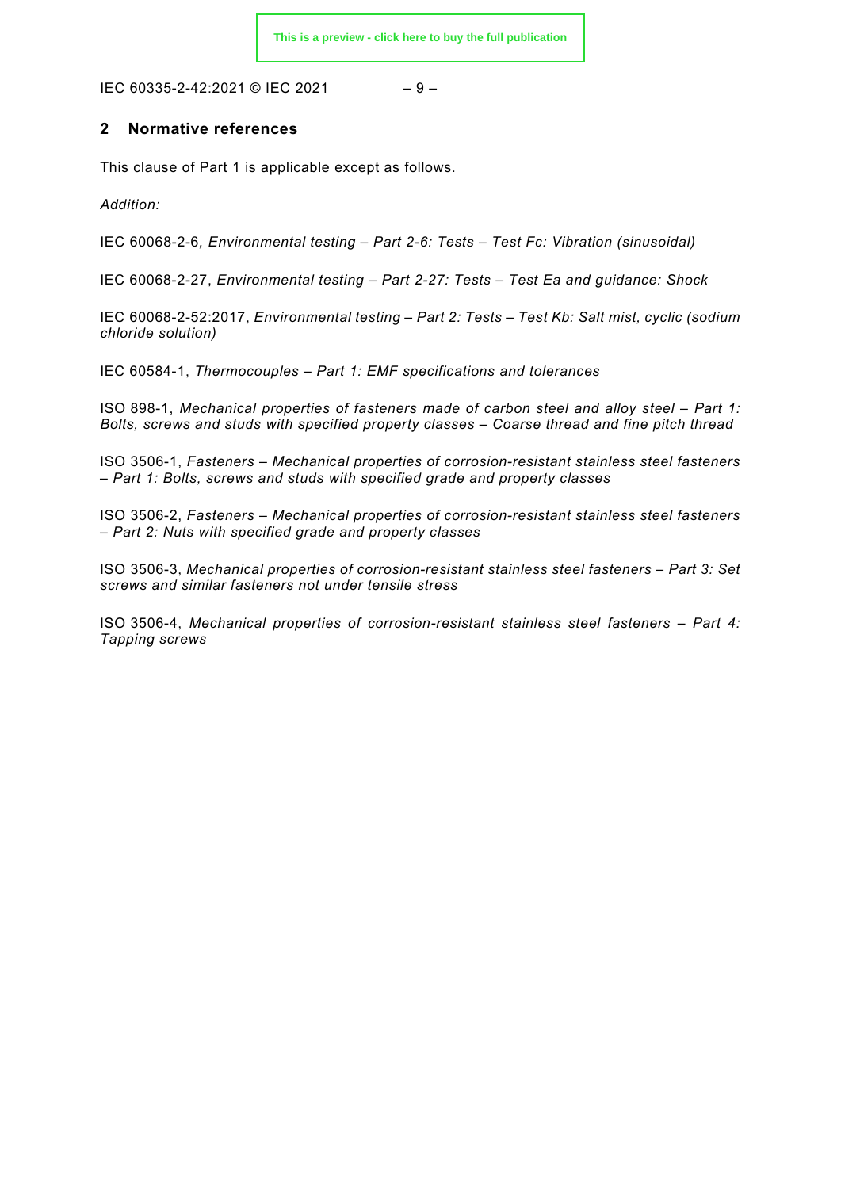## 2 Normative references

This clause of Part 1 is applicable except as follows.

*Addition:*

IEC 60068-2-6*, Environmental testing – Part 2-6: Tests – Test Fc: Vibration (sinusoidal)*

IEC 60068-2-27, *Environmental testing – Part 2-27: Tests – Test Ea and guidance: Shock*

IEC 60068-2-52:2017, *Environmental testing – Part 2: Tests – Test Kb: Salt mist, cyclic (sodium chloride solution)*

IEC 60584-1, *Thermocouples – Part 1: EMF specifications and tolerances*

ISO 898-1, *Mechanical properties of fasteners made of carbon steel and alloy steel – Part 1: Bolts, screws and studs with specified property classes – Coarse thread and fine pitch thread*

ISO 3506-1, *Fasteners – Mechanical properties of corrosion-resistant stainless steel fasteners – Part 1: Bolts, screws and studs with specified grade and property classes*

ISO 3506-2, *Fasteners – Mechanical properties of corrosion-resistant stainless steel fasteners – Part 2: Nuts with specified grade and property classes*

ISO 3506-3, *Mechanical properties of corrosion-resistant stainless steel fasteners – Part 3: Set screws and similar fasteners not under tensile stress*

ISO 3506-4, *Mechanical properties of corrosion-resistant stainless steel fasteners – Part 4: Tapping screws*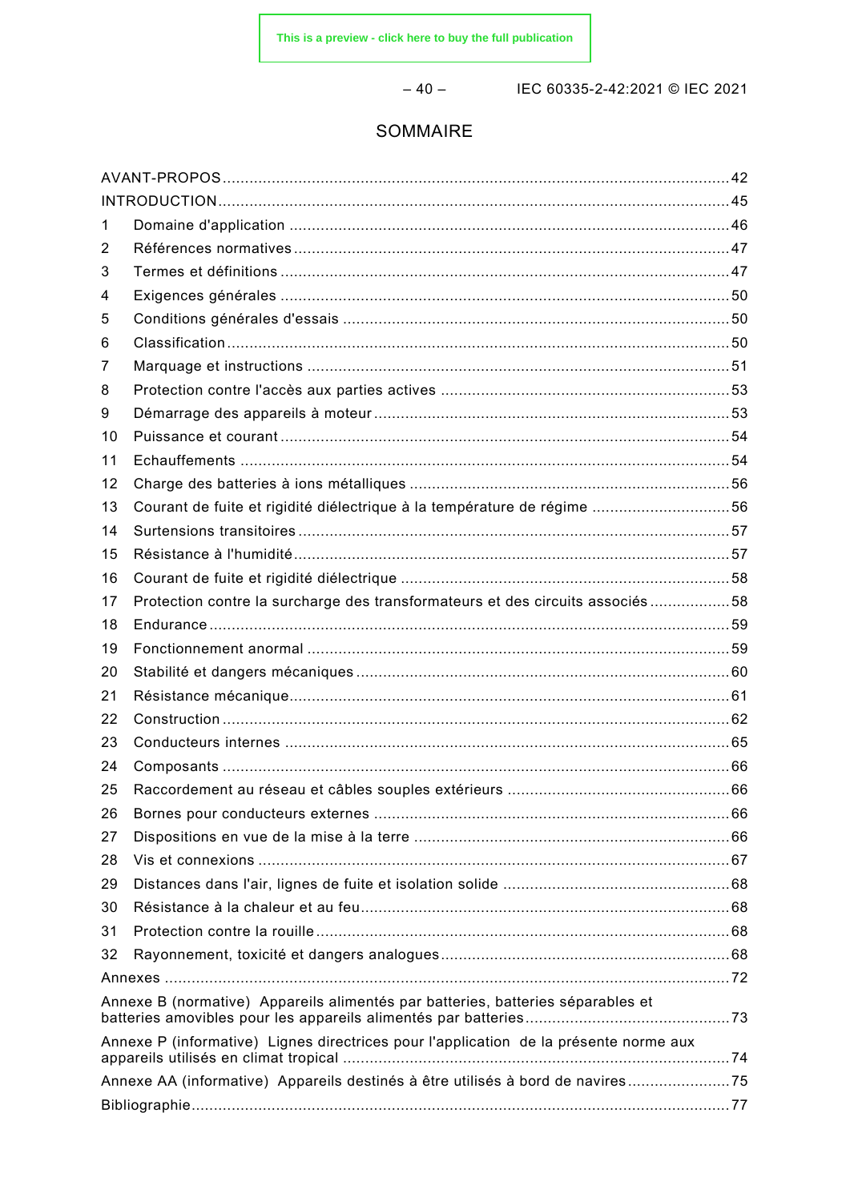# SOMMAIRE

AVANT-PROPOS ........................................................................................................................ 42
INTRODUCTION ........................................................................................................................ 45
1 Domaine d'application ........................................................................................................ 46
2 Références normatives ....................................................................................................... 47
3 Termes et définitions .......................................................................................................... 47
4 Exigences générales ........................................................................................................... 50
5 Conditions générales d'essais ............................................................................................ 50
6 Classification ...................................................................................................................... 50
7 Marquage et instructions .................................................................................................... 51
8 Protection contre l'accès aux parties actives ...................................................................... 53
9 Démarrage des appareils à moteur ..................................................................................... 53
10 Puissance et courant .......................................................................................................... 54
11 Echauffements .................................................................................................................. 54
12 Charge des batteries à ions métalliques ............................................................................. 56
13 Courant de fuite et rigidité diélectrique à la température de régime .................................. 56
14 Surtensions transitoires ...................................................................................................... 57
15 Résistance à l'humidité ....................................................................................................... 57
16 Courant de fuite et rigidité diélectrique ............................................................................... 58
17 Protection contre la surcharge des transformateurs et des circuits associés ..................... 58
18 Endurance .......................................................................................................................... 59
19 Fonctionnement anormal .................................................................................................... 59
20 Stabilité et dangers mécaniques ......................................................................................... 60
21 Résistance mécanique ........................................................................................................ 61
22 Construction ....................................................................................................................... 62
23 Conducteurs internes ......................................................................................................... 65
24 Composants ....................................................................................................................... 66
25 Raccordement au réseau et câbles souples extérieurs ....................................................... 66
26 Bornes pour conducteurs externes ..................................................................................... 66
27 Dispositions en vue de la mise à la terre ............................................................................ 66
28 Vis et connexions ............................................................................................................... 67
29 Distances dans l'air, lignes de fuite et isolation solide ........................................................ 68
30 Résistance à la chaleur et au feu ........................................................................................ 68
31 Protection contre la rouille .................................................................................................. 68
32 Rayonnement, toxicité et dangers analogues ...................................................................... 68
Annexes ................................................................................................................................ 72
Annexe B (normative) Appareils alimentés par batteries, batteries séparables et batteries amovibles pour les appareils alimentés par batteries ............................................. 73
Annexe P (informative) Lignes directrices pour l'application de la présente norme aux appareils utilisés en climat tropical ........................................................................................ 74
Annexe AA (informative) Appareils destinés à être utilisés à bord de navires ....................... 75
Bibliographie ........................................................................................................................ 77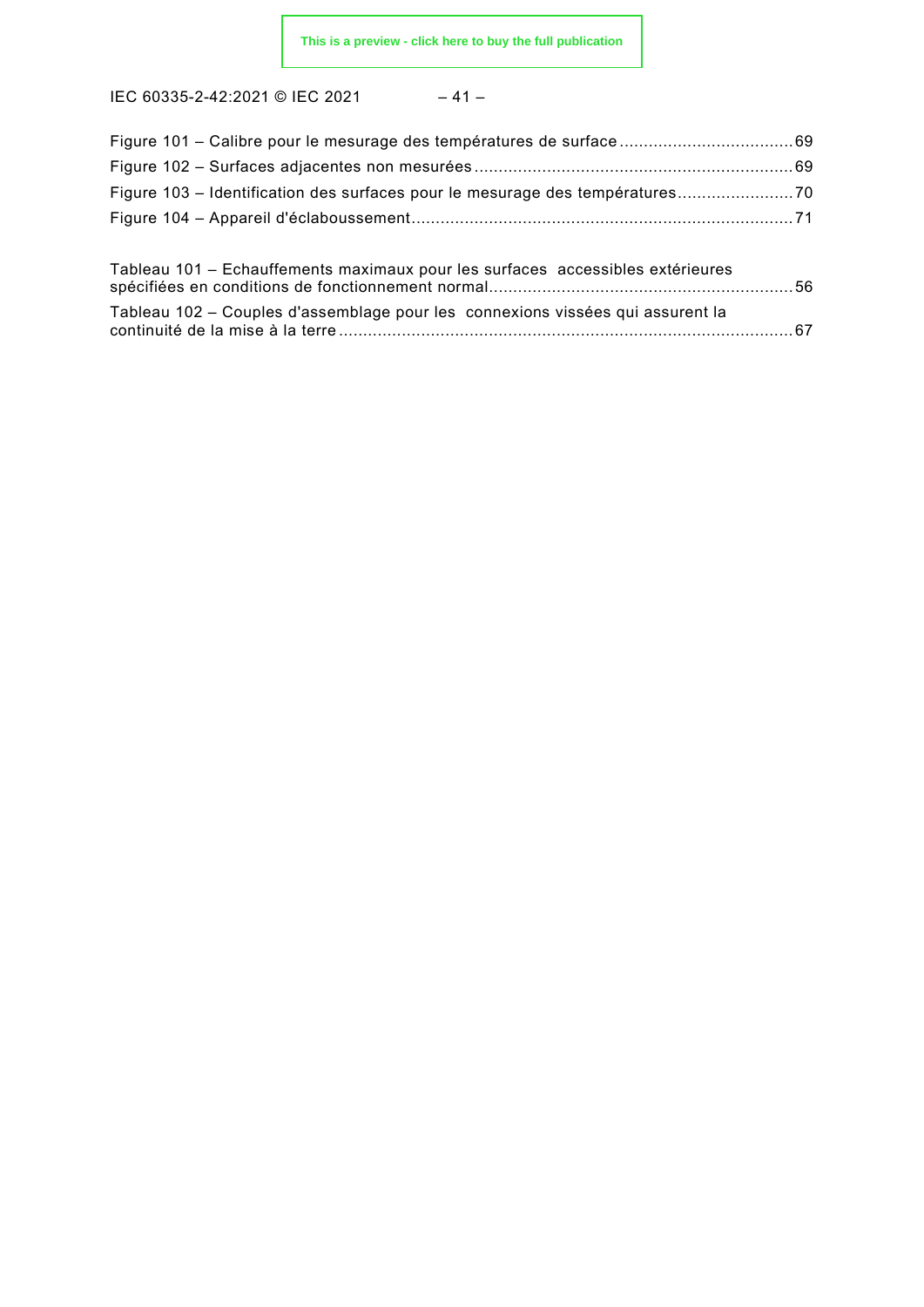Figure 101 – Calibre pour le mesurage des températures de surface ....................................69
Figure 102 – Surfaces adjacentes non mesurées ....................................................................69
Figure 103 – Identification des surfaces pour le mesurage des températures........................70
Figure 104 – Appareil d'éclaboussement..................................................................................71

Tableau 101 – Echauffements maximaux pour les surfaces accessibles extérieures spécifiées en conditions de fonctionnement normal...............................................................56
Tableau 102 – Couples d'assemblage pour les connexions vissées qui assurent la continuité de la mise à la terre ...............................................................................................67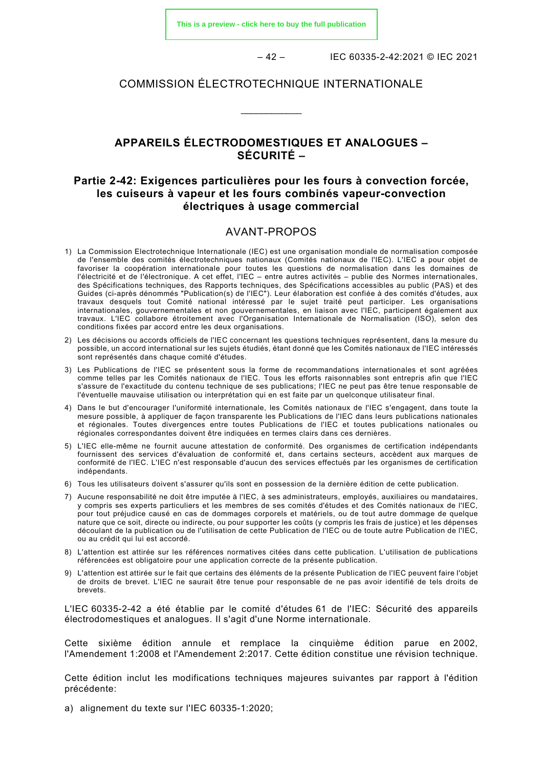COMMISSION ÉLECTROTECHNIQUE INTERNATIONALE

____________

## APPAREILS ÉLECTRODOMESTIQUES ET ANALOGUES – SÉCURITÉ –

## Partie 2-42: Exigences particulières pour les fours à convection forcée, les cuiseurs à vapeur et les fours combinés vapeur-convection électriques à usage commercial

## AVANT-PROPOS

1) La Commission Electrotechnique Internationale (IEC) est une organisation mondiale de normalisation composée de l'ensemble des comités électrotechniques nationaux (Comités nationaux de l'IEC). L'IEC a pour objet de favoriser la coopération internationale pour toutes les questions de normalisation dans les domaines de l'électricité et de l'électronique. A cet effet, l'IEC – entre autres activités – publie des Normes internationales, des Spécifications techniques, des Rapports techniques, des Spécifications accessibles au public (PAS) et des Guides (ci-après dénommés "Publication(s) de l'IEC"). Leur élaboration est confiée à des comités d'études, aux travaux desquels tout Comité national intéressé par le sujet traité peut participer. Les organisations internationales, gouvernementales et non gouvernementales, en liaison avec l'IEC, participent également aux travaux. L'IEC collabore étroitement avec l'Organisation Internationale de Normalisation (ISO), selon des conditions fixées par accord entre les deux organisations.

2) Les décisions ou accords officiels de l'IEC concernant les questions techniques représentent, dans la mesure du possible, un accord international sur les sujets étudiés, étant donné que les Comités nationaux de l'IEC intéressés sont représentés dans chaque comité d'études.

3) Les Publications de l'IEC se présentent sous la forme de recommandations internationales et sont agréées comme telles par les Comités nationaux de l'IEC. Tous les efforts raisonnables sont entrepris afin que l'IEC s'assure de l'exactitude du contenu technique de ses publications; l'IEC ne peut pas être tenue responsable de l'éventuelle mauvaise utilisation ou interprétation qui en est faite par un quelconque utilisateur final.

4) Dans le but d'encourager l'uniformité internationale, les Comités nationaux de l'IEC s'engagent, dans toute la mesure possible, à appliquer de façon transparente les Publications de l'IEC dans leurs publications nationales et régionales. Toutes divergences entre toutes Publications de l'IEC et toutes publications nationales ou régionales correspondantes doivent être indiquées en termes clairs dans ces dernières.

5) L'IEC elle-même ne fournit aucune attestation de conformité. Des organismes de certification indépendants fournissent des services d'évaluation de conformité et, dans certains secteurs, accèdent aux marques de conformité de l'IEC. L'IEC n'est responsable d'aucun des services effectués par les organismes de certification indépendants.

6) Tous les utilisateurs doivent s'assurer qu'ils sont en possession de la dernière édition de cette publication.

7) Aucune responsabilité ne doit être imputée à l'IEC, à ses administrateurs, employés, auxiliaires ou mandataires, y compris ses experts particuliers et les membres de ses comités d'études et des Comités nationaux de l'IEC, pour tout préjudice causé en cas de dommages corporels et matériels, ou de tout autre dommage de quelque nature que ce soit, directe ou indirecte, ou pour supporter les coûts (y compris les frais de justice) et les dépenses découlant de la publication ou de l'utilisation de cette Publication de l'IEC ou de toute autre Publication de l'IEC, ou au crédit qui lui est accordé.

8) L'attention est attirée sur les références normatives citées dans cette publication. L'utilisation de publications référencées est obligatoire pour une application correcte de la présente publication.

9) L'attention est attirée sur le fait que certains des éléments de la présente Publication de l'IEC peuvent faire l'objet de droits de brevet. L'IEC ne saurait être tenue pour responsable de ne pas avoir identifié de tels droits de brevets.

L'IEC 60335-2-42 a été établie par le comité d'études 61 de l'IEC: Sécurité des appareils électrodomestiques et analogues. Il s'agit d'une Norme internationale.

Cette sixième édition annule et remplace la cinquième édition parue en 2002, l'Amendement 1:2008 et l'Amendement 2:2017. Cette édition constitue une révision technique.

Cette édition inclut les modifications techniques majeures suivantes par rapport à l'édition précédente:

a) alignement du texte sur l'IEC 60335-1:2020;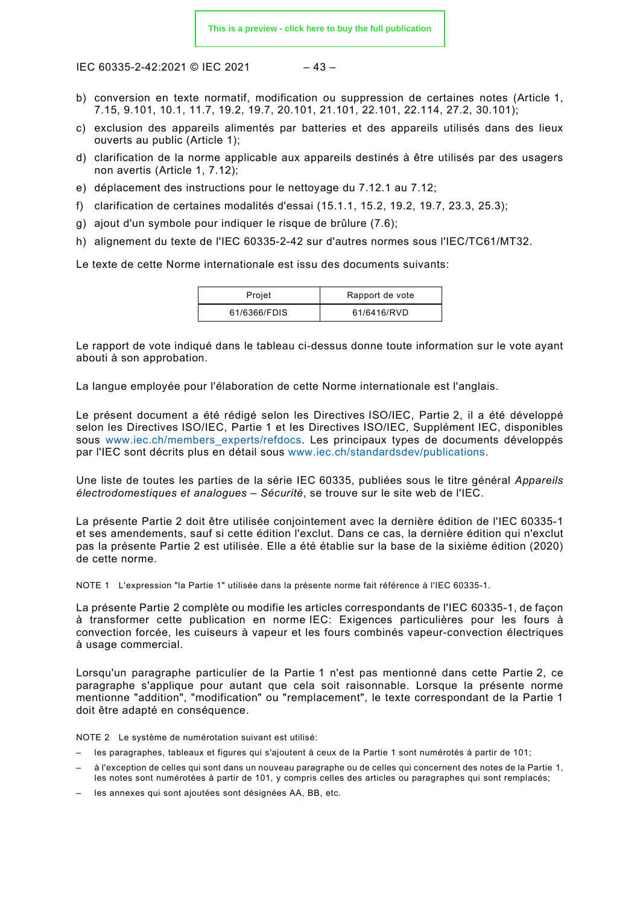b) conversion en texte normatif, modification ou suppression de certaines notes (Article 1, 7.15, 9.101, 10.1, 11.7, 19.2, 19.7, 20.101, 21.101, 22.101, 22.114, 27.2, 30.101);
c) exclusion des appareils alimentés par batteries et des appareils utilisés dans des lieux ouverts au public (Article 1);
d) clarification de la norme applicable aux appareils destinés à être utilisés par des usagers non avertis (Article 1, 7.12);
e) déplacement des instructions pour le nettoyage du 7.12.1 au 7.12;
f) clarification de certaines modalités d'essai (15.1.1, 15.2, 19.2, 19.7, 23.3, 25.3);
g) ajout d'un symbole pour indiquer le risque de brûlure (7.6);
h) alignement du texte de l'IEC 60335-2-42 sur d'autres normes sous l'IEC/TC61/MT32.

Le texte de cette Norme internationale est issu des documents suivants:

| Projet | Rapport de vote |
|---|---|
| 61/6366/FDIS | 61/6416/RVD |

Le rapport de vote indiqué dans le tableau ci-dessus donne toute information sur le vote ayant abouti à son approbation.

La langue employée pour l'élaboration de cette Norme internationale est l'anglais.

Le présent document a été rédigé selon les Directives ISO/IEC, Partie 2, il a été développé selon les Directives ISO/IEC, Partie 1 et les Directives ISO/IEC, Supplément IEC, disponibles sous www.iec.ch/members_experts/refdocs. Les principaux types de documents développés par l'IEC sont décrits plus en détail sous www.iec.ch/standardsdev/publications.

Une liste de toutes les parties de la série IEC 60335, publiées sous le titre général *Appareils électrodomestiques et analogues – Sécurité*, se trouve sur le site web de l'IEC.

La présente Partie 2 doit être utilisée conjointement avec la dernière édition de l'IEC 60335-1 et ses amendements, sauf si cette édition l'exclut. Dans ce cas, la dernière édition qui n'exclut pas la présente Partie 2 est utilisée. Elle a été établie sur la base de la sixième édition (2020) de cette norme.

NOTE 1 L'expression "la Partie 1" utilisée dans la présente norme fait référence à l'IEC 60335-1.

La présente Partie 2 complète ou modifie les articles correspondants de l'IEC 60335-1, de façon à transformer cette publication en norme IEC: Exigences particulières pour les fours à convection forcée, les cuiseurs à vapeur et les fours combinés vapeur-convection électriques à usage commercial.

Lorsqu'un paragraphe particulier de la Partie 1 n'est pas mentionné dans cette Partie 2, ce paragraphe s'applique pour autant que cela soit raisonnable. Lorsque la présente norme mentionne "addition", "modification" ou "remplacement", le texte correspondant de la Partie 1 doit être adapté en conséquence.

NOTE 2 Le système de numérotation suivant est utilisé:

– les paragraphes, tableaux et figures qui s'ajoutent à ceux de la Partie 1 sont numérotés à partir de 101;
– à l'exception de celles qui sont dans un nouveau paragraphe ou de celles qui concernent des notes de la Partie 1, les notes sont numérotées à partir de 101, y compris celles des articles ou paragraphes qui sont remplacés;
– les annexes qui sont ajoutées sont désignées AA, BB, etc.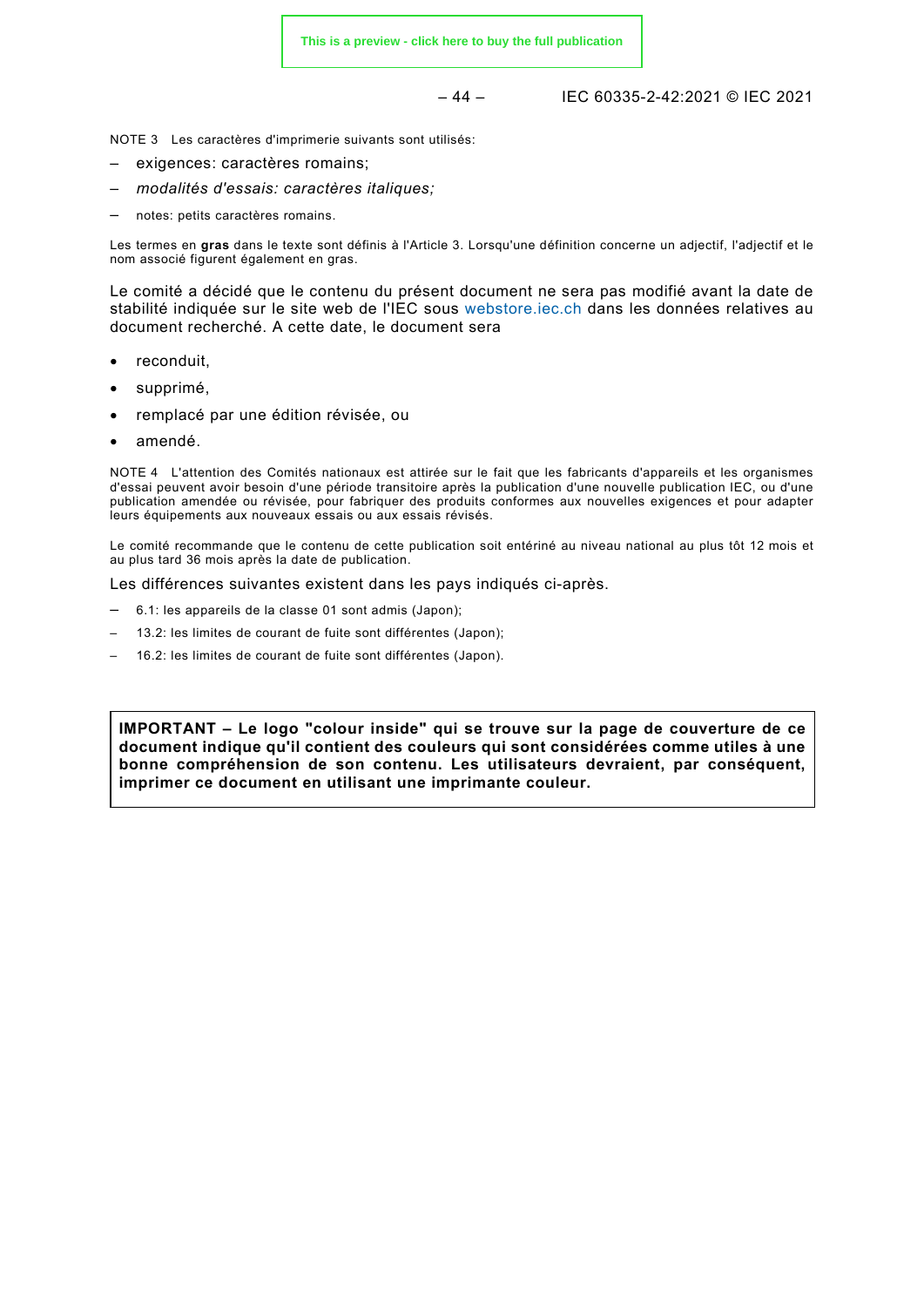NOTE 3 Les caractères d'imprimerie suivants sont utilisés:

– exigences: caractères romains;
– *modalités d'essais: caractères italiques;*
– notes: petits caractères romains.

Les termes en **gras** dans le texte sont définis à l'Article 3. Lorsqu'une définition concerne un adjectif, l'adjectif et le nom associé figurent également en gras.

Le comité a décidé que le contenu du présent document ne sera pas modifié avant la date de stabilité indiquée sur le site web de l'IEC sous webstore.iec.ch dans les données relatives au document recherché. A cette date, le document sera

- reconduit,
- supprimé,
- remplacé par une édition révisée, ou
- amendé.

NOTE 4 L'attention des Comités nationaux est attirée sur le fait que les fabricants d'appareils et les organismes d'essai peuvent avoir besoin d'une période transitoire après la publication d'une nouvelle publication IEC, ou d'une publication amendée ou révisée, pour fabriquer des produits conformes aux nouvelles exigences et pour adapter leurs équipements aux nouveaux essais ou aux essais révisés.

Le comité recommande que le contenu de cette publication soit entériné au niveau national au plus tôt 12 mois et au plus tard 36 mois après la date de publication.

Les différences suivantes existent dans les pays indiqués ci-après.

– 6.1: les appareils de la classe 01 sont admis (Japon);
– 13.2: les limites de courant de fuite sont différentes (Japon);
– 16.2: les limites de courant de fuite sont différentes (Japon).

**IMPORTANT – Le logo "colour inside" qui se trouve sur la page de couverture de ce document indique qu'il contient des couleurs qui sont considérées comme utiles à une bonne compréhension de son contenu. Les utilisateurs devraient, par conséquent, imprimer ce document en utilisant une imprimante couleur.**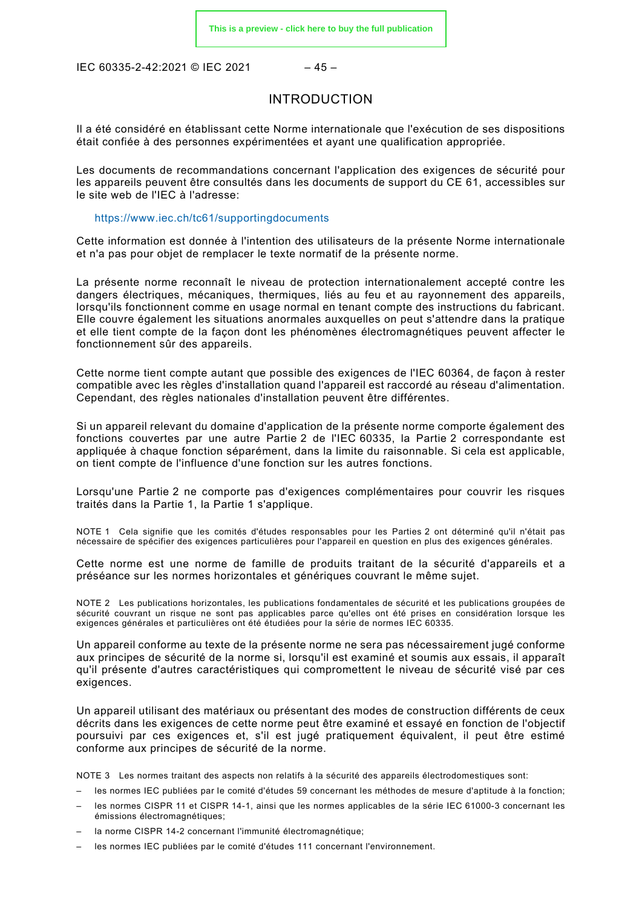# INTRODUCTION

Il a été considéré en établissant cette Norme internationale que l'exécution de ses dispositions était confiée à des personnes expérimentées et ayant une qualification appropriée.

Les documents de recommandations concernant l'application des exigences de sécurité pour les appareils peuvent être consultés dans les documents de support du CE 61, accessibles sur le site web de l'IEC à l'adresse:

https://www.iec.ch/tc61/supportingdocuments

Cette information est donnée à l'intention des utilisateurs de la présente Norme internationale et n'a pas pour objet de remplacer le texte normatif de la présente norme.

La présente norme reconnaît le niveau de protection internationalement accepté contre les dangers électriques, mécaniques, thermiques, liés au feu et au rayonnement des appareils, lorsqu'ils fonctionnent comme en usage normal en tenant compte des instructions du fabricant. Elle couvre également les situations anormales auxquelles on peut s'attendre dans la pratique et elle tient compte de la façon dont les phénomènes électromagnétiques peuvent affecter le fonctionnement sûr des appareils.

Cette norme tient compte autant que possible des exigences de l'IEC 60364, de façon à rester compatible avec les règles d'installation quand l'appareil est raccordé au réseau d'alimentation. Cependant, des règles nationales d'installation peuvent être différentes.

Si un appareil relevant du domaine d'application de la présente norme comporte également des fonctions couvertes par une autre Partie 2 de l'IEC 60335, la Partie 2 correspondante est appliquée à chaque fonction séparément, dans la limite du raisonnable. Si cela est applicable, on tient compte de l'influence d'une fonction sur les autres fonctions.

Lorsqu'une Partie 2 ne comporte pas d'exigences complémentaires pour couvrir les risques traités dans la Partie 1, la Partie 1 s'applique.

NOTE 1 Cela signifie que les comités d'études responsables pour les Parties 2 ont déterminé qu'il n'était pas nécessaire de spécifier des exigences particulières pour l'appareil en question en plus des exigences générales.

Cette norme est une norme de famille de produits traitant de la sécurité d'appareils et a préséance sur les normes horizontales et génériques couvrant le même sujet.

NOTE 2 Les publications horizontales, les publications fondamentales de sécurité et les publications groupées de sécurité couvrant un risque ne sont pas applicables parce qu'elles ont été prises en considération lorsque les exigences générales et particulières ont été étudiées pour la série de normes IEC 60335.

Un appareil conforme au texte de la présente norme ne sera pas nécessairement jugé conforme aux principes de sécurité de la norme si, lorsqu'il est examiné et soumis aux essais, il apparaît qu'il présente d'autres caractéristiques qui compromettent le niveau de sécurité visé par ces exigences.

Un appareil utilisant des matériaux ou présentant des modes de construction différents de ceux décrits dans les exigences de cette norme peut être examiné et essayé en fonction de l'objectif poursuivi par ces exigences et, s'il est jugé pratiquement équivalent, il peut être estimé conforme aux principes de sécurité de la norme.

NOTE 3 Les normes traitant des aspects non relatifs à la sécurité des appareils électrodomestiques sont:

- les normes IEC publiées par le comité d'études 59 concernant les méthodes de mesure d'aptitude à la fonction;
- les normes CISPR 11 et CISPR 14-1, ainsi que les normes applicables de la série IEC 61000-3 concernant les émissions électromagnétiques;
- la norme CISPR 14-2 concernant l'immunité électromagnétique;
- les normes IEC publiées par le comité d'études 111 concernant l'environnement.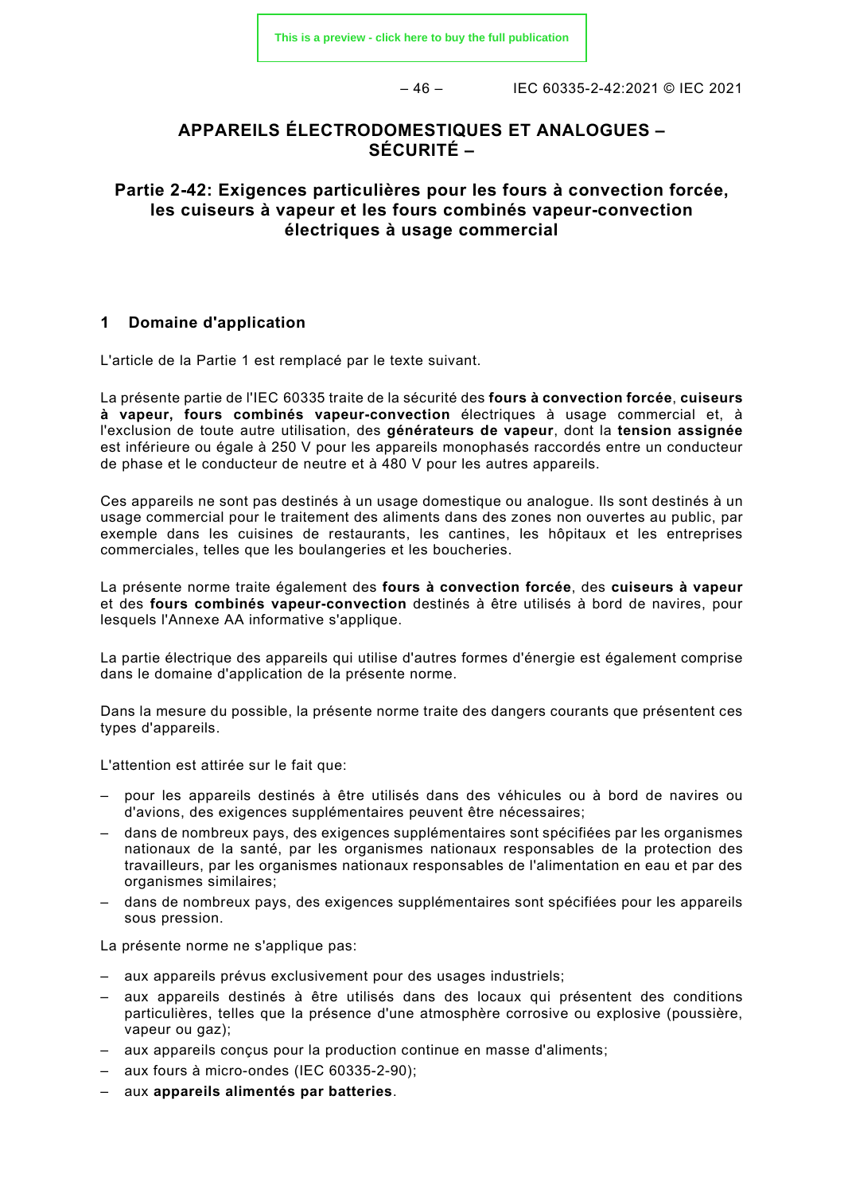# APPAREILS ÉLECTRODOMESTIQUES ET ANALOGUES – SÉCURITÉ –

## Partie 2-42: Exigences particulières pour les fours à convection forcée, les cuiseurs à vapeur et les fours combinés vapeur-convection électriques à usage commercial

## 1 Domaine d'application

L'article de la Partie 1 est remplacé par le texte suivant.

La présente partie de l'IEC 60335 traite de la sécurité des **fours à convection forcée**, **cuiseurs à vapeur, fours combinés vapeur-convection** électriques à usage commercial et, à l'exclusion de toute autre utilisation, des **générateurs de vapeur**, dont la **tension assignée** est inférieure ou égale à 250 V pour les appareils monophasés raccordés entre un conducteur de phase et le conducteur de neutre et à 480 V pour les autres appareils.

Ces appareils ne sont pas destinés à un usage domestique ou analogue. Ils sont destinés à un usage commercial pour le traitement des aliments dans des zones non ouvertes au public, par exemple dans les cuisines de restaurants, les cantines, les hôpitaux et les entreprises commerciales, telles que les boulangeries et les boucheries.

La présente norme traite également des **fours à convection forcée**, des **cuiseurs à vapeur** et des **fours combinés vapeur-convection** destinés à être utilisés à bord de navires, pour lesquels l'Annexe AA informative s'applique.

La partie électrique des appareils qui utilise d'autres formes d'énergie est également comprise dans le domaine d'application de la présente norme.

Dans la mesure du possible, la présente norme traite des dangers courants que présentent ces types d'appareils.

L'attention est attirée sur le fait que:

- pour les appareils destinés à être utilisés dans des véhicules ou à bord de navires ou d'avions, des exigences supplémentaires peuvent être nécessaires;
- dans de nombreux pays, des exigences supplémentaires sont spécifiées par les organismes nationaux de la santé, par les organismes nationaux responsables de la protection des travailleurs, par les organismes nationaux responsables de l'alimentation en eau et par des organismes similaires;
- dans de nombreux pays, des exigences supplémentaires sont spécifiées pour les appareils sous pression.

La présente norme ne s'applique pas:

- aux appareils prévus exclusivement pour des usages industriels;
- aux appareils destinés à être utilisés dans des locaux qui présentent des conditions particulières, telles que la présence d'une atmosphère corrosive ou explosive (poussière, vapeur ou gaz);
- aux appareils conçus pour la production continue en masse d'aliments;
- aux fours à micro-ondes (IEC 60335-2-90);
- aux **appareils alimentés par batteries**.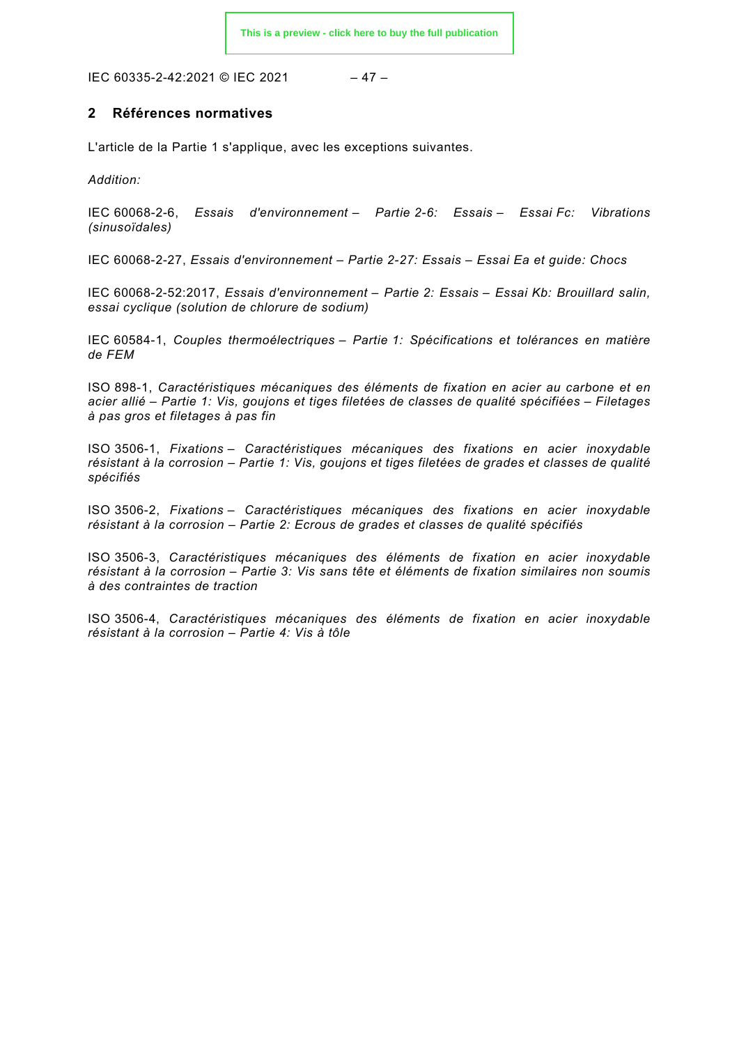## 2 Références normatives

L'article de la Partie 1 s'applique, avec les exceptions suivantes.

*Addition:*

IEC 60068-2-6, *Essais d'environnement – Partie 2-6: Essais – Essai Fc: Vibrations (sinusoïdales)*

IEC 60068-2-27, *Essais d'environnement – Partie 2-27: Essais – Essai Ea et guide: Chocs*

IEC 60068-2-52:2017, *Essais d'environnement – Partie 2: Essais – Essai Kb: Brouillard salin, essai cyclique (solution de chlorure de sodium)*

IEC 60584-1, *Couples thermoélectriques – Partie 1: Spécifications et tolérances en matière de FEM*

ISO 898-1, *Caractéristiques mécaniques des éléments de fixation en acier au carbone et en acier allié – Partie 1: Vis, goujons et tiges filetées de classes de qualité spécifiées – Filetages à pas gros et filetages à pas fin*

ISO 3506-1, *Fixations – Caractéristiques mécaniques des fixations en acier inoxydable résistant à la corrosion – Partie 1: Vis, goujons et tiges filetées de grades et classes de qualité spécifiés*

ISO 3506-2, *Fixations – Caractéristiques mécaniques des fixations en acier inoxydable résistant à la corrosion – Partie 2: Ecrous de grades et classes de qualité spécifiés*

ISO 3506-3, *Caractéristiques mécaniques des éléments de fixation en acier inoxydable résistant à la corrosion – Partie 3: Vis sans tête et éléments de fixation similaires non soumis à des contraintes de traction*

ISO 3506-4, *Caractéristiques mécaniques des éléments de fixation en acier inoxydable résistant à la corrosion – Partie 4: Vis à tôle*